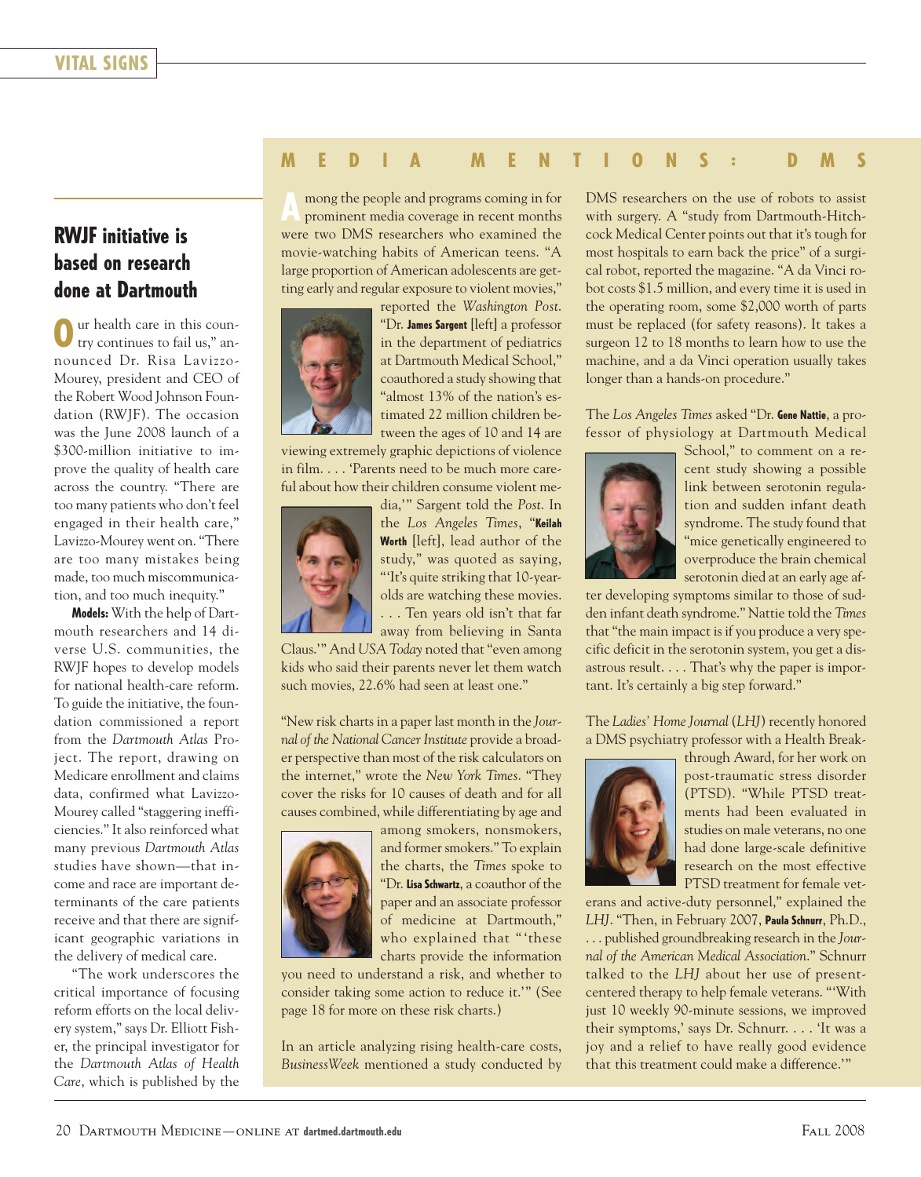## RWJF initiative is based on research done at Dartmouth

"Our health care in this country continues to fail us," announced Dr. Risa Lavizzo-Mourey, president and CEO of the Robert Wood Johnson Foundation (RWJF). The occasion was the June 2008 launch of a $300-million initiative to improve the quality of health care across the country. "There are too many patients who don't feel engaged in their health care," Lavizzo-Mourey went on. "There are too many mistakes being made, too much miscommunication, and too much inequity."

**Models:** With the help of Dartmouth researchers and 14 diverse U.S. communities, the RWJF hopes to develop models for national health-care reform. To guide the initiative, the foundation commissioned a report from the *Dartmouth Atlas* Project. The report, drawing on Medicare enrollment and claims data, confirmed what Lavizzo-Mourey called "staggering inefficiencies." It also reinforced what many previous *Dartmouth Atlas* studies have shown—that income and race are important determinants of the care patients receive and that there are significant geographic variations in the delivery of medical care.

"The work underscores the critical importance of focusing reform efforts on the local delivery system," says Dr. Elliott Fisher, the principal investigator for the *Dartmouth Atlas of Health Care*, which is published by the

## MEDIA MENTIONS: DMS

Among the people and programs coming in for prominent media coverage in recent months were two DMS researchers who examined the movie-watching habits of American teens. "A large proportion of American adolescents are getting early and regular exposure to violent movies," reported the *Washington Post*. "Dr. **James Sargent** [left] a professor in the department of pediatrics at Dartmouth Medical School," coauthored a study showing that "almost 13% of the nation's estimated 22 million children between the ages of 10 and 14 are viewing extremely graphic depictions of violence in film. . . . 'Parents need to be much more careful about how their children consume violent media,'" Sargent told the *Post*. In the *Los Angeles Times*, "**Keilah Worth** [left], lead author of the study," was quoted as saying, "'It's quite striking that 10-year-olds are watching these movies. . . . Ten years old isn't that far away from believing in Santa Claus.'" And *USA Today* noted that "even among kids who said their parents never let them watch such movies, 22.6% had seen at least one."

"New risk charts in a paper last month in the *Journal of the National Cancer Institute* provide a broader perspective than most of the risk calculators on the internet," wrote the *New York Times*. "They cover the risks for 10 causes of death and for all causes combined, while differentiating by age and among smokers, nonsmokers, and former smokers." To explain the charts, the *Times* spoke to "Dr. **Lisa Schwartz**, a coauthor of the paper and an associate professor of medicine at Dartmouth," who explained that "'these charts provide the information you need to understand a risk, and whether to consider taking some action to reduce it.'" (See page 18 for more on these risk charts.)

In an article analyzing rising health-care costs, *BusinessWeek* mentioned a study conducted by DMS researchers on the use of robots to assist with surgery. A "study from Dartmouth-Hitchcock Medical Center points out that it's tough for most hospitals to earn back the price" of a surgical robot, reported the magazine. "A da Vinci robot costs $1.5 million, and every time it is used in the operating room, some $2,000 worth of parts must be replaced (for safety reasons). It takes a surgeon 12 to 18 months to learn how to use the machine, and a da Vinci operation usually takes longer than a hands-on procedure."

The *Los Angeles Times* asked "Dr. **Gene Nattie**, a professor of physiology at Dartmouth Medical School," to comment on a recent study showing a possible link between serotonin regulation and sudden infant death syndrome. The study found that "mice genetically engineered to overproduce the brain chemical serotonin died at an early age after developing symptoms similar to those of sudden infant death syndrome." Nattie told the *Times* that "the main impact is if you produce a very specific deficit in the serotonin system, you get a disastrous result. . . . That's why the paper is important. It's certainly a big step forward."

The *Ladies' Home Journal* (*LHJ*) recently honored a DMS psychiatry professor with a Health Breakthrough Award, for her work on post-traumatic stress disorder (PTSD). "While PTSD treatments had been evaluated in studies on male veterans, no one had done large-scale definitive research on the most effective PTSD treatment for female veterans and active-duty personnel," explained the *LHJ*. "Then, in February 2007, **Paula Schnurr**, Ph.D., . . . published groundbreaking research in the *Journal of the American Medical Association*." Schnurr talked to the *LHJ* about her use of present-centered therapy to help female veterans. "'With just 10 weekly 90-minute sessions, we improved their symptoms,' says Dr. Schnurr. . . . 'It was a joy and a relief to have really good evidence that this treatment could make a difference.'"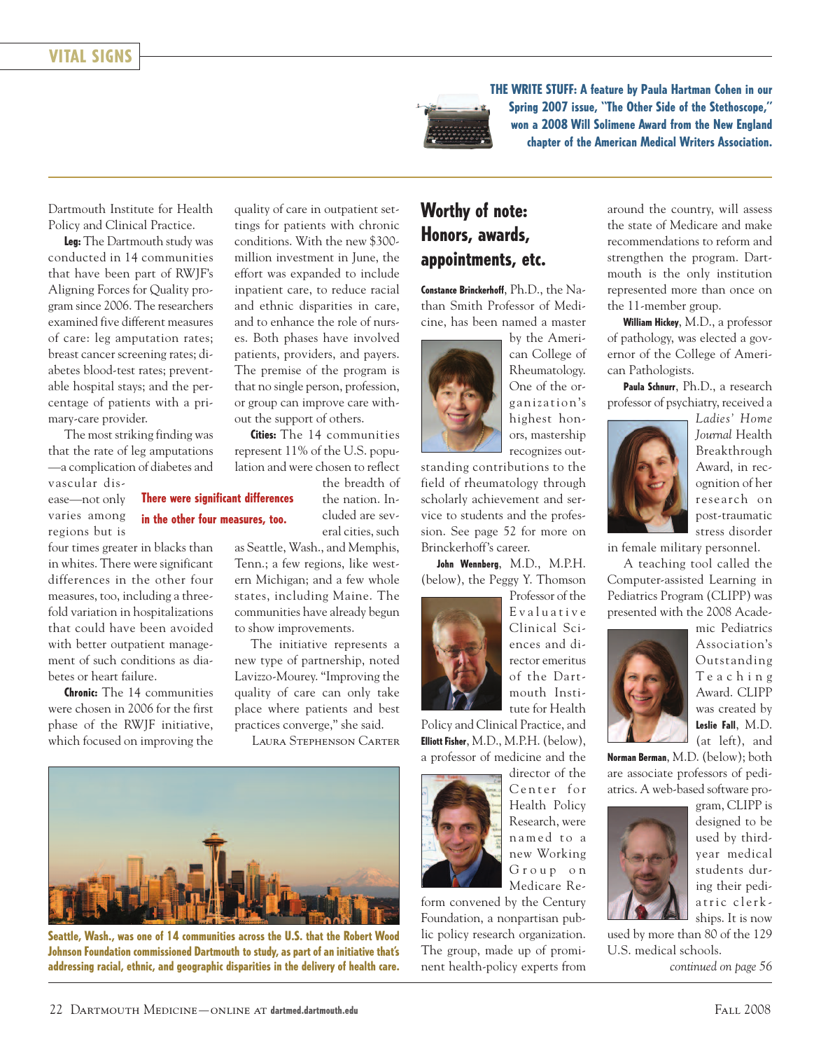**THE WRITE STUFF: A feature by Paula Hartman Cohen in our Spring 2007 issue, "The Other Side of the Stethoscope," won a 2008 Will Solimene Award from the New England chapter of the American Medical Writers Association.**

Dartmouth Institute for Health Policy and Clinical Practice.

**Leg:** The Dartmouth study was conducted in 14 communities that have been part of RWJF's Aligning Forces for Quality program since 2006. The researchers examined five different measures of care: leg amputation rates; breast cancer screening rates; diabetes blood-test rates; preventable hospital stays; and the percentage of patients with a primary-care provider.

The most striking finding was that the rate of leg amputations—a complication of diabetes and vascular disease—not only varies among regions but is four times greater in blacks than in whites. There were significant differences in the other four measures, too, including a threefold variation in hospitalizations that could have been avoided with better outpatient management of such conditions as diabetes or heart failure.

**Chronic:** The 14 communities were chosen in 2006 for the first phase of the RWJF initiative, which focused on improving the quality of care in outpatient settings for patients with chronic conditions. With the new $300-million investment in June, the effort was expanded to include inpatient care, to reduce racial and ethnic disparities in care, and to enhance the role of nurses. Both phases have involved patients, providers, and payers. The premise of the program is that no single person, profession, or group can improve care without the support of others.

**There were significant differences in the other four measures, too.**

**Cities:** The 14 communities represent 11% of the U.S. population and were chosen to reflect the breadth of the nation. Included are several cities, such as Seattle, Wash., and Memphis, Tenn.; a few regions, like western Michigan; and a few whole states, including Maine. The communities have already begun to show improvements.

The initiative represents a new type of partnership, noted Lavizzo-Mourey. "Improving the quality of care can only take place where patients and best practices converge," she said.

Laura Stephenson Carter

**Seattle, Wash., was one of 14 communities across the U.S. that the Robert Wood Johnson Foundation commissioned Dartmouth to study, as part of an initiative that's addressing racial, ethnic, and geographic disparities in the delivery of health care.**

## Worthy of note: Honors, awards, appointments, etc.

**Constance Brinckerhoff**, Ph.D., the Nathan Smith Professor of Medicine, has been named a master by the American College of Rheumatology. One of the organization's highest honors, mastership recognizes outstanding contributions to the field of rheumatology through scholarly achievement and service to students and the profession. See page 52 for more on Brinckerhoff's career.

**John Wennberg**, M.D., M.P.H. (below), the Peggy Y. Thomson Professor of the Evaluative Clinical Sciences and director emeritus of the Dartmouth Institute for Health Policy and Clinical Practice, and **Elliott Fisher**, M.D., M.P.H. (below), a professor of medicine and the director of the Center for Health Policy Research, were named to a new Working Group on Medicare Reform convened by the Century Foundation, a nonpartisan public policy research organization. The group, made up of prominent health-policy experts from around the country, will assess the state of Medicare and make recommendations to reform and strengthen the program. Dartmouth is the only institution represented more than once on the 11-member group.

**William Hickey**, M.D., a professor of pathology, was elected a governor of the College of American Pathologists.

**Paula Schnurr**, Ph.D., a research professor of psychiatry, received a *Ladies' Home Journal* Health Breakthrough Award, in recognition of her research on post-traumatic stress disorder in female military personnel.

A teaching tool called the Computer-assisted Learning in Pediatrics Program (CLIPP) was presented with the 2008 Academic Pediatrics Association's Outstanding Teaching Award. CLIPP was created by **Leslie Fall**, M.D. (at left), and **Norman Berman**, M.D. (below); both are associate professors of pediatrics. A web-based software program, CLIPP is designed to be used by third-year medical students during their pediatric clerkships. It is now used by more than 80 of the 129 U.S. medical schools.

*continued on page 56*